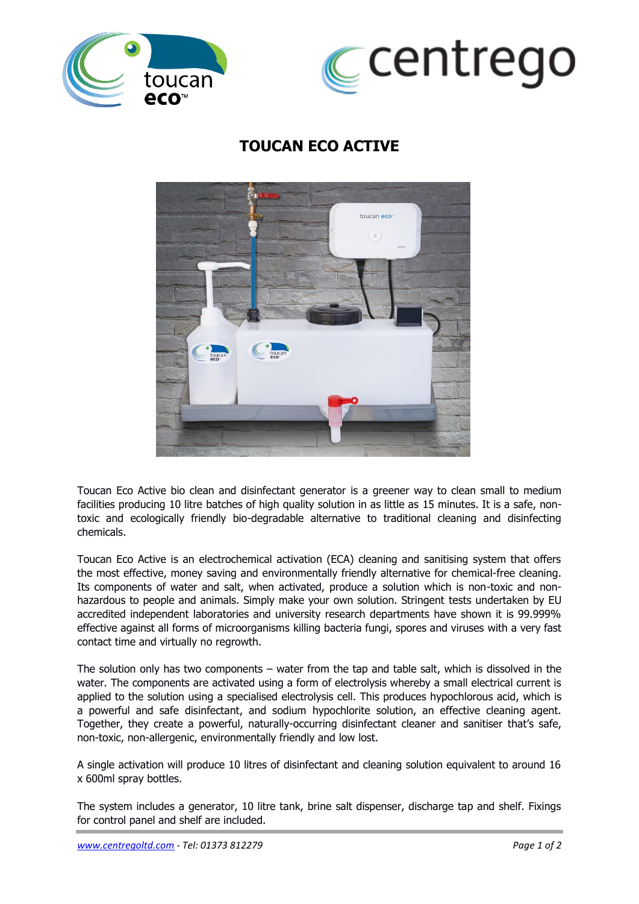# TOUCAN ECO ACTIVE

Toucan Eco Active bio clean and disinfectant generator is a greener way to clean small to medium facilities producing 10 litre batches of high quality solution in as little as 15 minutes. It is a safe, non-toxic and ecologically friendly bio-degradable alternative to traditional cleaning and disinfecting chemicals.

Toucan Eco Active is an electrochemical activation (ECA) cleaning and sanitising system that offers the most effective, money saving and environmentally friendly alternative for chemical-free cleaning. Its components of water and salt, when activated, produce a solution which is non-toxic and non-hazardous to people and animals. Simply make your own solution. Stringent tests undertaken by EU accredited independent laboratories and university research departments have shown it is 99.999% effective against all forms of microorganisms killing bacteria fungi, spores and viruses with a very fast contact time and virtually no regrowth.

The solution only has two components – water from the tap and table salt, which is dissolved in the water. The components are activated using a form of electrolysis whereby a small electrical current is applied to the solution using a specialised electrolysis cell. This produces hypochlorous acid, which is a powerful and safe disinfectant, and sodium hypochlorite solution, an effective cleaning agent. Together, they create a powerful, naturally-occurring disinfectant cleaner and sanitiser that's safe, non-toxic, non-allergenic, environmentally friendly and low lost.

A single activation will produce 10 litres of disinfectant and cleaning solution equivalent to around 16 x 600ml spray bottles.

The system includes a generator, 10 litre tank, brine salt dispenser, discharge tap and shelf. Fixings for control panel and shelf are included.

*www.centregoltd.com - Tel: 01373 812279*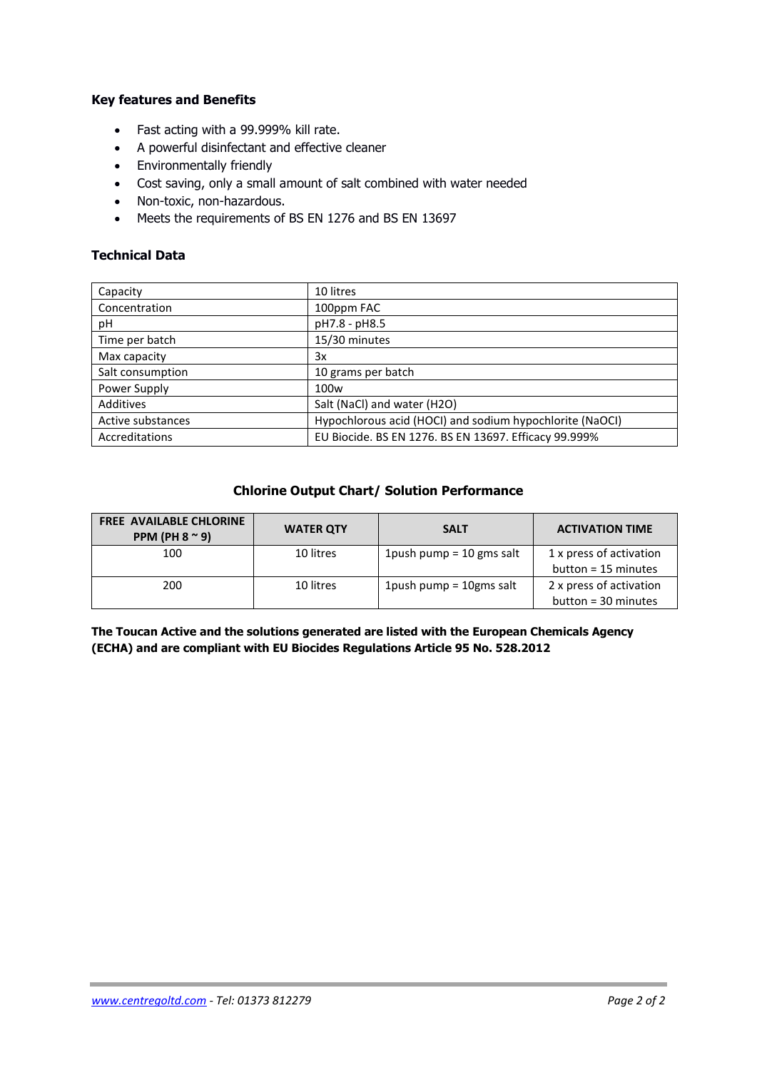### Key features and Benefits

- Fast acting with a 99.999% kill rate.
- A powerful disinfectant and effective cleaner
- Environmentally friendly
- Cost saving, only a small amount of salt combined with water needed
- Non-toxic, non-hazardous.
- Meets the requirements of BS EN 1276 and BS EN 13697

### Technical Data

| | |
|---|---|
| Capacity | 10 litres |
| Concentration | 100ppm FAC |
| pH | pH7.8 - pH8.5 |
| Time per batch | 15/30 minutes |
| Max capacity | 3x |
| Salt consumption | 10 grams per batch |
| Power Supply | 100w |
| Additives | Salt (NaCl) and water (H2O) |
| Active substances | Hypochlorous acid (HOCl) and sodium hypochlorite (NaOCl) |
| Accreditations | EU Biocide. BS EN 1276. BS EN 13697. Efficacy 99.999% |

### Chlorine Output Chart/ Solution Performance

| FREE AVAILABLE CHLORINE PPM (PH 8 ~ 9) | WATER QTY | SALT | ACTIVATION TIME |
|---|---|---|---|
| 100 | 10 litres | 1push pump = 10 gms salt | 1 x press of activation button = 15 minutes |
| 200 | 10 litres | 1push pump = 10gms salt | 2 x press of activation button = 30 minutes |

**The Toucan Active and the solutions generated are listed with the European Chemicals Agency (ECHA) and are compliant with EU Biocides Regulations Article 95 No. 528.2012**

*www.centregoltd.com - Tel: 01373 812279*